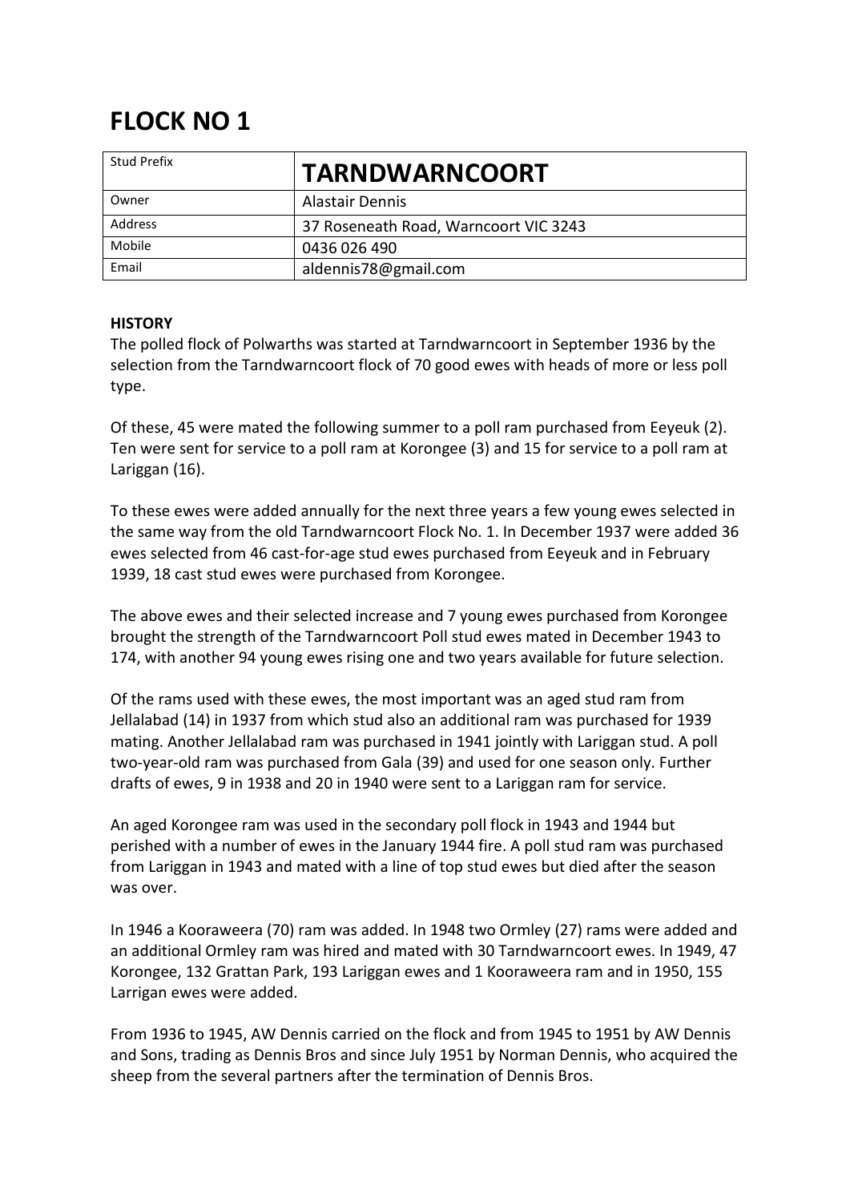# FLOCK NO 1

| Stud Prefix | **TARNDWARNCOORT** |
|---|---|
| Owner | Alastair Dennis |
| Address | 37 Roseneath Road, Warncoort VIC 3243 |
| Mobile | 0436 026 490 |
| Email | aldennis78@gmail.com |

**HISTORY**

The polled flock of Polwarths was started at Tarndwarncoort in September 1936 by the selection from the Tarndwarncoort flock of 70 good ewes with heads of more or less poll type.

Of these, 45 were mated the following summer to a poll ram purchased from Eeyeuk (2). Ten were sent for service to a poll ram at Korongee (3) and 15 for service to a poll ram at Lariggan (16).

To these ewes were added annually for the next three years a few young ewes selected in the same way from the old Tarndwarncoort Flock No. 1. In December 1937 were added 36 ewes selected from 46 cast-for-age stud ewes purchased from Eeyeuk and in February 1939, 18 cast stud ewes were purchased from Korongee.

The above ewes and their selected increase and 7 young ewes purchased from Korongee brought the strength of the Tarndwarncoort Poll stud ewes mated in December 1943 to 174, with another 94 young ewes rising one and two years available for future selection.

Of the rams used with these ewes, the most important was an aged stud ram from Jellalabad (14) in 1937 from which stud also an additional ram was purchased for 1939 mating. Another Jellalabad ram was purchased in 1941 jointly with Lariggan stud. A poll two-year-old ram was purchased from Gala (39) and used for one season only. Further drafts of ewes, 9 in 1938 and 20 in 1940 were sent to a Lariggan ram for service.

An aged Korongee ram was used in the secondary poll flock in 1943 and 1944 but perished with a number of ewes in the January 1944 fire. A poll stud ram was purchased from Lariggan in 1943 and mated with a line of top stud ewes but died after the season was over.

In 1946 a Kooraweera (70) ram was added. In 1948 two Ormley (27) rams were added and an additional Ormley ram was hired and mated with 30 Tarndwarncoort ewes. In 1949, 47 Korongee, 132 Grattan Park, 193 Lariggan ewes and 1 Kooraweera ram and in 1950, 155 Larrigan ewes were added.

From 1936 to 1945, AW Dennis carried on the flock and from 1945 to 1951 by AW Dennis and Sons, trading as Dennis Bros and since July 1951 by Norman Dennis, who acquired the sheep from the several partners after the termination of Dennis Bros.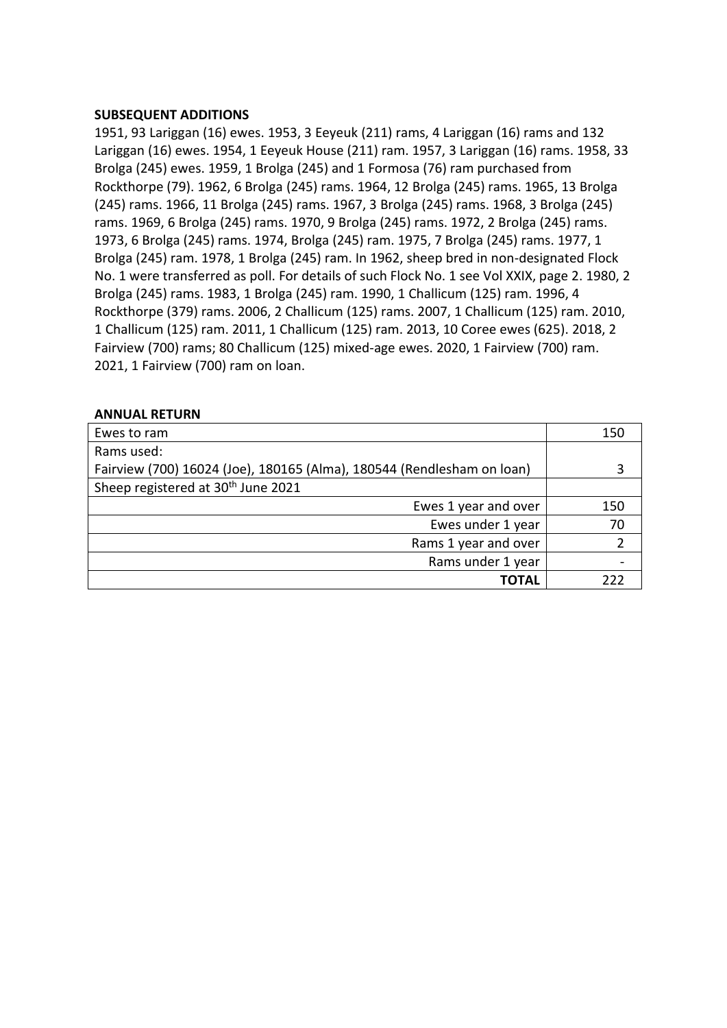**SUBSEQUENT ADDITIONS**

1951, 93 Lariggan (16) ewes. 1953, 3 Eeyeuk (211) rams, 4 Lariggan (16) rams and 132 Lariggan (16) ewes. 1954, 1 Eeyeuk House (211) ram. 1957, 3 Lariggan (16) rams. 1958, 33 Brolga (245) ewes. 1959, 1 Brolga (245) and 1 Formosa (76) ram purchased from Rockthorpe (79). 1962, 6 Brolga (245) rams. 1964, 12 Brolga (245) rams. 1965, 13 Brolga (245) rams. 1966, 11 Brolga (245) rams. 1967, 3 Brolga (245) rams. 1968, 3 Brolga (245) rams. 1969, 6 Brolga (245) rams. 1970, 9 Brolga (245) rams. 1972, 2 Brolga (245) rams. 1973, 6 Brolga (245) rams. 1974, Brolga (245) ram. 1975, 7 Brolga (245) rams. 1977, 1 Brolga (245) ram. 1978, 1 Brolga (245) ram. In 1962, sheep bred in non-designated Flock No. 1 were transferred as poll. For details of such Flock No. 1 see Vol XXIX, page 2. 1980, 2 Brolga (245) rams. 1983, 1 Brolga (245) ram. 1990, 1 Challicum (125) ram. 1996, 4 Rockthorpe (379) rams. 2006, 2 Challicum (125) rams. 2007, 1 Challicum (125) ram. 2010, 1 Challicum (125) ram. 2011, 1 Challicum (125) ram. 2013, 10 Coree ewes (625). 2018, 2 Fairview (700) rams; 80 Challicum (125) mixed-age ewes. 2020, 1 Fairview (700) ram. 2021, 1 Fairview (700) ram on loan.

**ANNUAL RETURN**

| | |
|---|---|
| Ewes to ram | 150 |
| Rams used:<br>Fairview (700) 16024 (Joe), 180165 (Alma), 180544 (Rendlesham on loan) | 3 |
| Sheep registered at 30th June 2021 | |
| Ewes 1 year and over | 150 |
| Ewes under 1 year | 70 |
| Rams 1 year and over | 2 |
| Rams under 1 year | - |
| **TOTAL** | 222 |